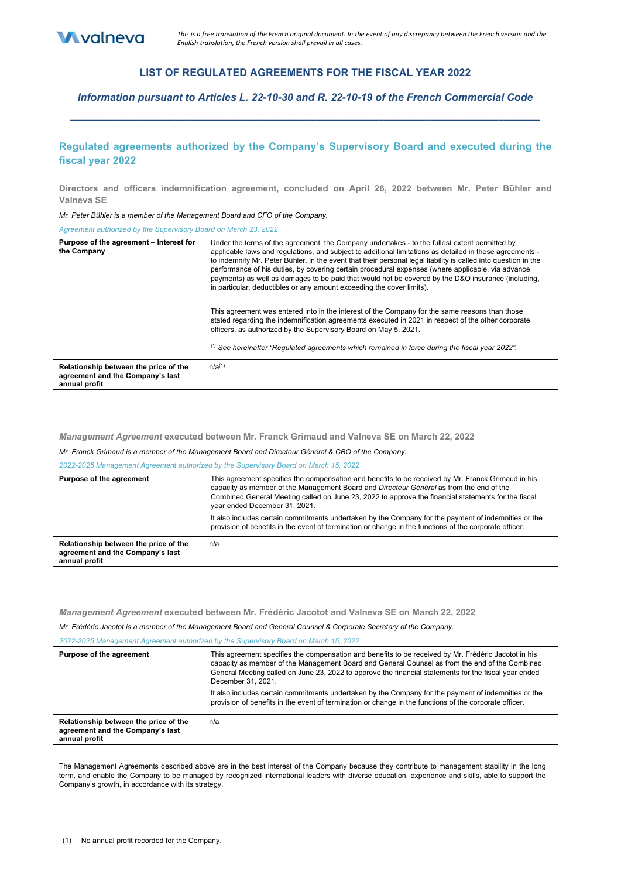*This is a free translation of the French original document. In the event of any discrepancy between the French version and the English translation, the French version shall prevail in all cases.*

# LIST OF REGULATED AGREEMENTS FOR THE FISCAL YEAR 2022

### *Information pursuant to Articles L. 22-10-30 and R. 22-10-19 of the French Commercial Code*

## Regulated agreements authorized by the Company's Supervisory Board and executed during the fiscal year 2022

### Directors and officers indemnification agreement, concluded on April 26, 2022 between Mr. Peter Bühler and Valneva SE

*Mr. Peter Bühler is a member of the Management Board and CFO of the Company.*

*Agreement authorized by the Supervisory Board on March 23, 2022*

| | |
|---|---|
| **Purpose of the agreement – Interest for the Company** | Under the terms of the agreement, the Company undertakes - to the fullest extent permitted by applicable laws and regulations, and subject to additional limitations as detailed in these agreements - to indemnify Mr. Peter Bühler, in the event that their personal legal liability is called into question in the performance of his duties, by covering certain procedural expenses (where applicable, via advance payments) as well as damages to be paid that would not be covered by the D&O insurance (including, in particular, deductibles or any amount exceeding the cover limits).<br><br>This agreement was entered into in the interest of the Company for the same reasons than those stated regarding the indemnification agreements executed in 2021 in respect of the other corporate officers, as authorized by the Supervisory Board on May 5, 2021.<br><br>[*] *See hereinafter "Regulated agreements which remained in force during the fiscal year 2022".* |
| **Relationship between the price of the agreement and the Company's last annual profit** | n/a[1] |

### *Management Agreement* executed between Mr. Franck Grimaud and Valneva SE on March 22, 2022

*Mr. Franck Grimaud is a member of the Management Board and Directeur Général & CBO of the Company.*

*2022-2025 Management Agreement authorized by the Supervisory Board on March 15, 2022*

| | |
|---|---|
| **Purpose of the agreement** | This agreement specifies the compensation and benefits to be received by Mr. Franck Grimaud in his capacity as member of the Management Board and *Directeur Général* as from the end of the Combined General Meeting called on June 23, 2022 to approve the financial statements for the fiscal year ended December 31, 2021.<br><br>It also includes certain commitments undertaken by the Company for the payment of indemnities or the provision of benefits in the event of termination or change in the functions of the corporate officer. |
| **Relationship between the price of the agreement and the Company's last annual profit** | n/a |

### *Management Agreement* executed between Mr. Frédéric Jacotot and Valneva SE on March 22, 2022

*Mr. Frédéric Jacotot is a member of the Management Board and General Counsel & Corporate Secretary of the Company.*

*2022-2025 Management Agreement authorized by the Supervisory Board on March 15, 2022*

| | |
|---|---|
| **Purpose of the agreement** | This agreement specifies the compensation and benefits to be received by Mr. Frédéric Jacotot in his capacity as member of the Management Board and General Counsel as from the end of the Combined General Meeting called on June 23, 2022 to approve the financial statements for the fiscal year ended December 31, 2021.<br><br>It also includes certain commitments undertaken by the Company for the payment of indemnities or the provision of benefits in the event of termination or change in the functions of the corporate officer. |
| **Relationship between the price of the agreement and the Company's last annual profit** | n/a |

The Management Agreements described above are in the best interest of the Company because they contribute to management stability in the long term, and enable the Company to be managed by recognized international leaders with diverse education, experience and skills, able to support the Company's growth, in accordance with its strategy.

(1) No annual profit recorded for the Company.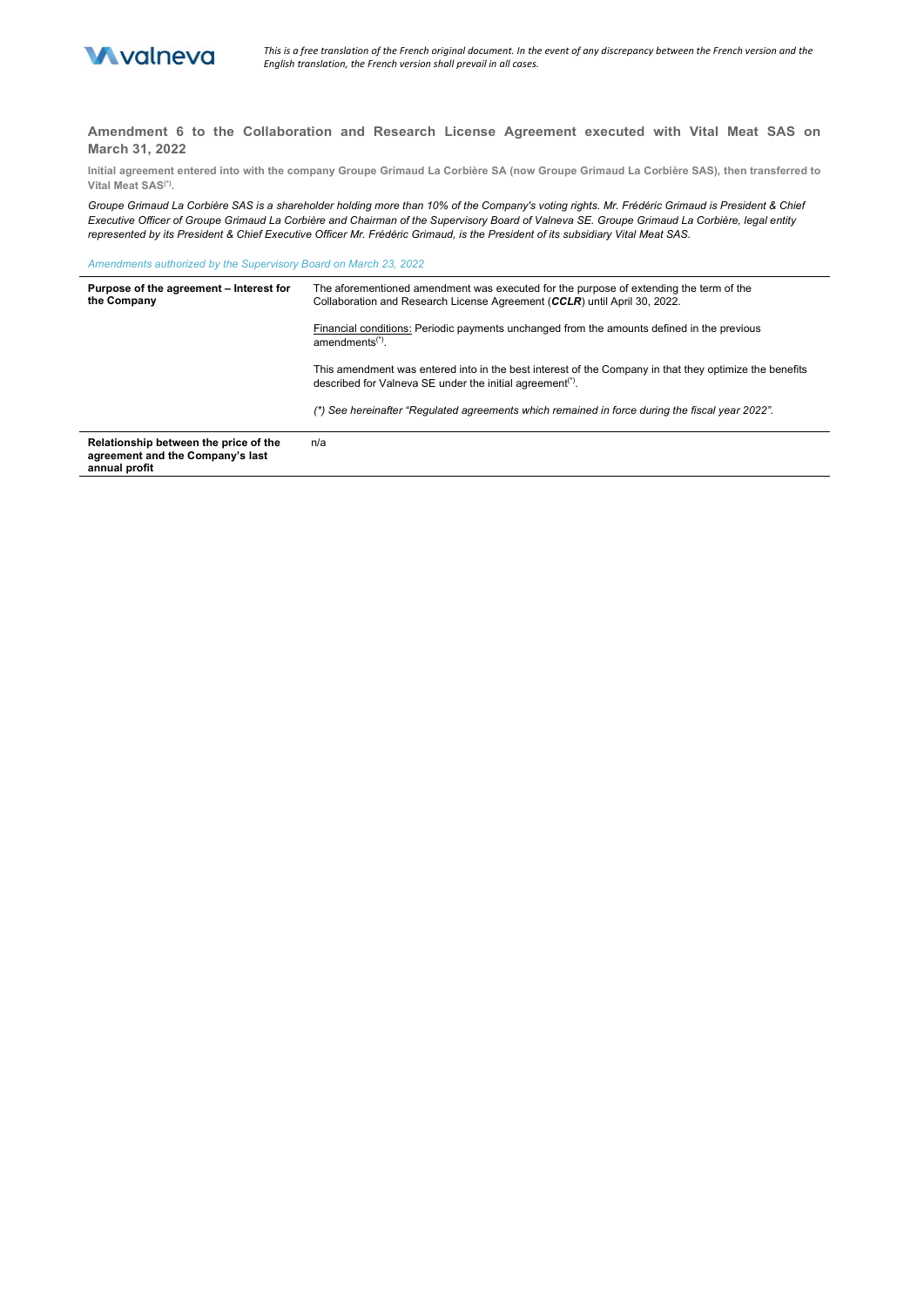## Amendment 6 to the Collaboration and Research License Agreement executed with Vital Meat SAS on March 31, 2022

**Initial agreement entered into with the company Groupe Grimaud La Corbière SA (now Groupe Grimaud La Corbière SAS), then transferred to Vital Meat SAS(\*).**

*Groupe Grimaud La Corbière SAS is a shareholder holding more than 10% of the Company's voting rights. Mr. Frédéric Grimaud is President & Chief Executive Officer of Groupe Grimaud La Corbière and Chairman of the Supervisory Board of Valneva SE. Groupe Grimaud La Corbière, legal entity represented by its President & Chief Executive Officer Mr. Frédéric Grimaud, is the President of its subsidiary Vital Meat SAS.*

*Amendments authorized by the Supervisory Board on March 23, 2022*

| | |
|---|---|
| **Purpose of the agreement – Interest for the Company** | The aforementioned amendment was executed for the purpose of extending the term of the Collaboration and Research License Agreement (***CCLR***) until April 30, 2022.<br><br>Financial conditions: Periodic payments unchanged from the amounts defined in the previous amendments(\*).<br><br>This amendment was entered into in the best interest of the Company in that they optimize the benefits described for Valneva SE under the initial agreement(\*).<br><br>*(\*) See hereinafter "Regulated agreements which remained in force during the fiscal year 2022".* |
| **Relationship between the price of the agreement and the Company's last annual profit** | n/a |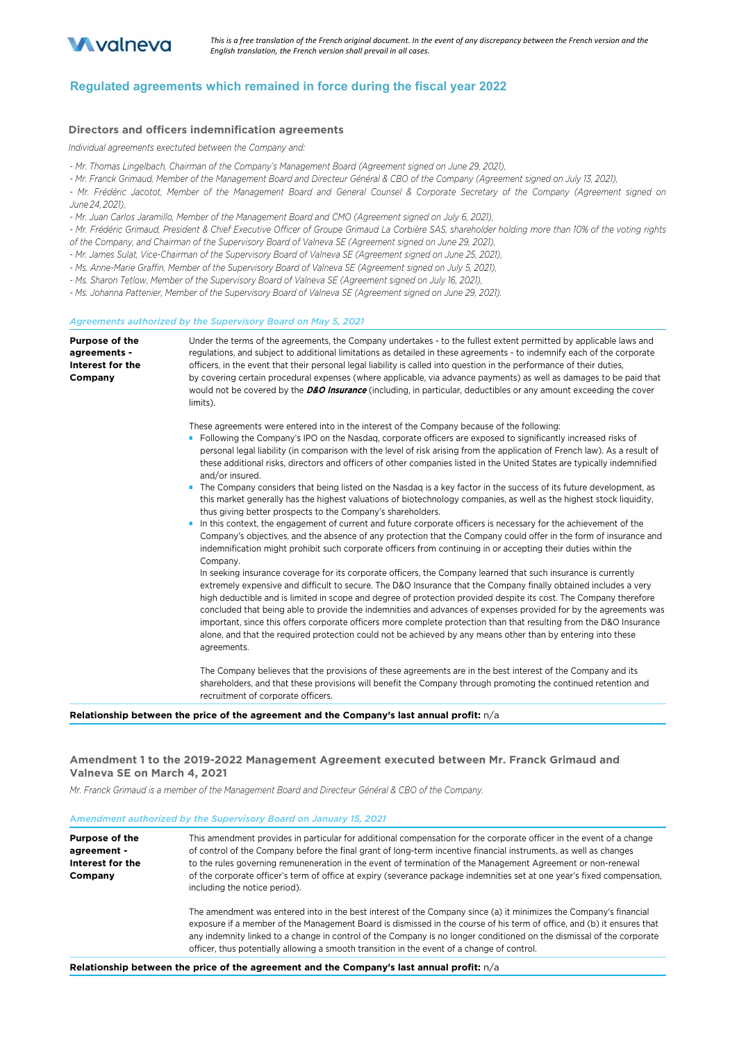*This is a free translation of the French original document. In the event of any discrepancy between the French version and the English translation, the French version shall prevail in all cases.*

## Regulated agreements which remained in force during the fiscal year 2022

### Directors and officers indemnification agreements

*Individual agreements exectuted between the Company and:*

*- Mr. Thomas Lingelbach, Chairman of the Company's Management Board (Agreement signed on June 29, 2021),*
*- Mr. Franck Grimaud, Member of the Management Board and Directeur Général & CBO of the Company (Agreement signed on July 13, 2021),*
*- Mr. Frédéric Jacotot, Member of the Management Board and General Counsel & Corporate Secretary of the Company (Agreement signed on June 24, 2021),*
*- Mr. Juan Carlos Jaramillo, Member of the Management Board and CMO (Agreement signed on July 6, 2021),*
*- Mr. Frédéric Grimaud, President & Chief Executive Officer of Groupe Grimaud La Corbière SAS, shareholder holding more than 10% of the voting rights of the Company, and Chairman of the Supervisory Board of Valneva SE (Agreement signed on June 29, 2021),*
*- Mr. James Sulat, Vice-Chairman of the Supervisory Board of Valneva SE (Agreement signed on June 25, 2021),*
*- Ms. Anne-Marie Graffin, Member of the Supervisory Board of Valneva SE (Agreement signed on July 5, 2021),*
*- Ms. Sharon Tetlow, Member of the Supervisory Board of Valneva SE (Agreement signed on July 16, 2021),*
*- Ms. Johanna Pattenier, Member of the Supervisory Board of Valneva SE (Agreement signed on June 29, 2021).*

*Agreements authorized by the Supervisory Board on May 5, 2021*

**Purpose of the agreements - Interest for the Company**

Under the terms of the agreements, the Company undertakes - to the fullest extent permitted by applicable laws and regulations, and subject to additional limitations as detailed in these agreements - to indemnify each of the corporate officers, in the event that their personal legal liability is called into question in the performance of their duties, by covering certain procedural expenses (where applicable, via advance payments) as well as damages to be paid that would not be covered by the ***D&O Insurance*** (including, in particular, deductibles or any amount exceeding the cover limits).

These agreements were entered into in the interest of the Company because of the following:

- Following the Company's IPO on the Nasdaq, corporate officers are exposed to significantly increased risks of personal legal liability (in comparison with the level of risk arising from the application of French law). As a result of these additional risks, directors and officers of other companies listed in the United States are typically indemnified and/or insured.
- The Company considers that being listed on the Nasdaq is a key factor in the success of its future development, as this market generally has the highest valuations of biotechnology companies, as well as the highest stock liquidity, thus giving better prospects to the Company's shareholders.
- In this context, the engagement of current and future corporate officers is necessary for the achievement of the Company's objectives, and the absence of any protection that the Company could offer in the form of insurance and indemnification might prohibit such corporate officers from continuing in or accepting their duties within the Company.
  In seeking insurance coverage for its corporate officers, the Company learned that such insurance is currently extremely expensive and difficult to secure. The D&O Insurance that the Company finally obtained includes a very high deductible and is limited in scope and degree of protection provided despite its cost. The Company therefore concluded that being able to provide the indemnities and advances of expenses provided for by the agreements was important, since this offers corporate officers more complete protection than that resulting from the D&O Insurance alone, and that the required protection could not be achieved by any means other than by entering into these agreements.

  The Company believes that the provisions of these agreements are in the best interest of the Company and its shareholders, and that these provisions will benefit the Company through promoting the continued retention and recruitment of corporate officers.

**Relationship between the price of the agreement and the Company's last annual profit:** n/a

### Amendment 1 to the 2019-2022 Management Agreement executed between Mr. Franck Grimaud and Valneva SE on March 4, 2021

*Mr. Franck Grimaud is a member of the Management Board and Directeur Général & CBO of the Company.*

*Amendment authorized by the Supervisory Board on January 15, 2021*

**Purpose of the agreement - Interest for the Company**

This amendment provides in particular for additional compensation for the corporate officer in the event of a change of control of the Company before the final grant of long-term incentive financial instruments, as well as changes to the rules governing remuneration in the event of termination of the Management Agreement or non-renewal of the corporate officer's term of office at expiry (severance package indemnities set at one year's fixed compensation, including the notice period).

The amendment was entered into in the best interest of the Company since (a) it minimizes the Company's financial exposure if a member of the Management Board is dismissed in the course of his term of office, and (b) it ensures that any indemnity linked to a change in control of the Company is no longer conditioned on the dismissal of the corporate officer, thus potentially allowing a smooth transition in the event of a change of control.

**Relationship between the price of the agreement and the Company's last annual profit:** n/a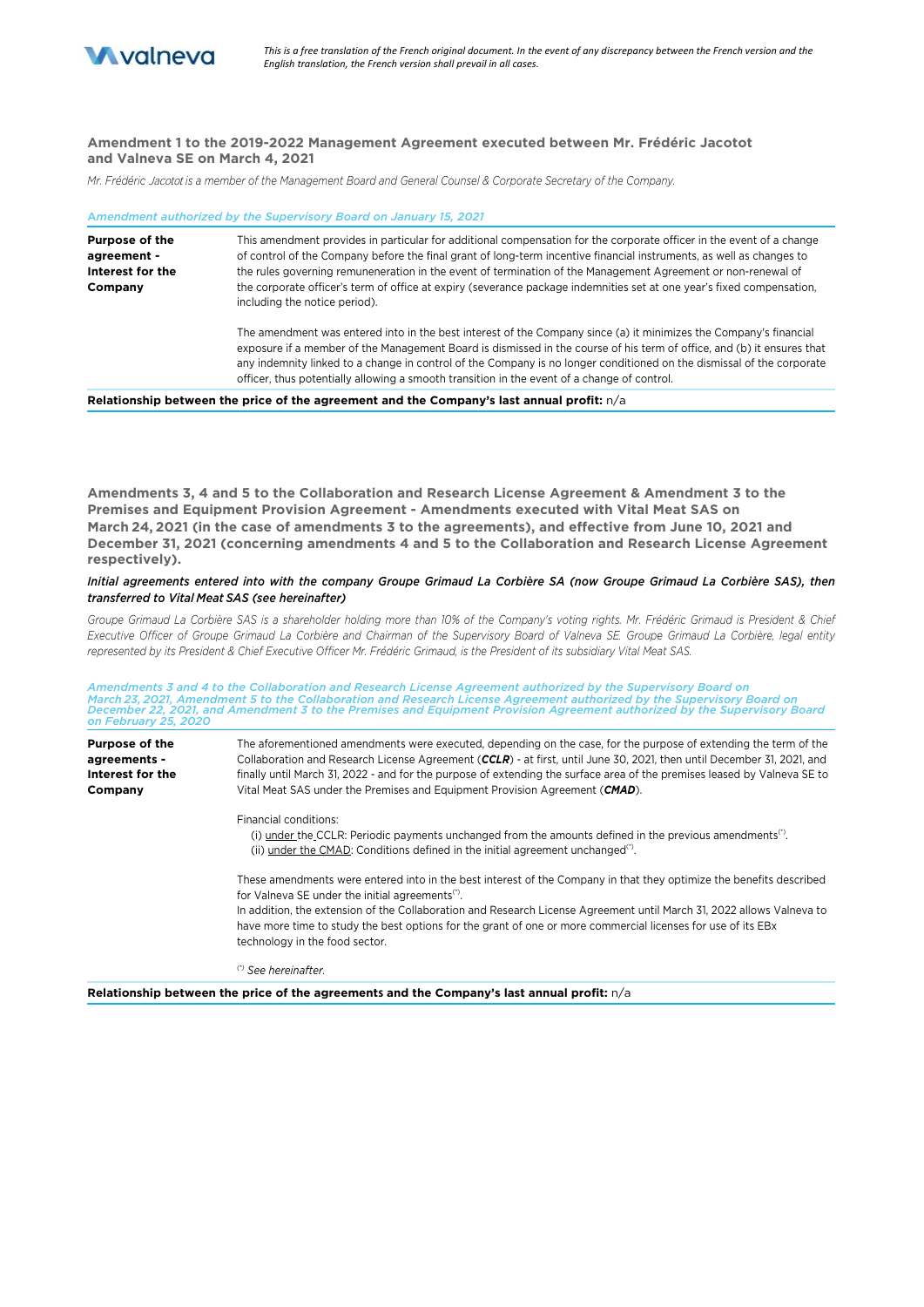## Amendment 1 to the 2019-2022 Management Agreement executed between Mr. Frédéric Jacotot and Valneva SE on March 4, 2021

*Mr. Frédéric Jacotot is a member of the Management Board and General Counsel & Corporate Secretary of the Company.*

*Amendment authorized by the Supervisory Board on January 15, 2021*

| | |
|---|---|
| **Purpose of the agreement - Interest for the Company** | This amendment provides in particular for additional compensation for the corporate officer in the event of a change of control of the Company before the final grant of long-term incentive financial instruments, as well as changes to the rules governing remuneration in the event of termination of the Management Agreement or non-renewal of the corporate officer's term of office at expiry (severance package indemnities set at one year's fixed compensation, including the notice period).<br><br>The amendment was entered into in the best interest of the Company since (a) it minimizes the Company's financial exposure if a member of the Management Board is dismissed in the course of his term of office, and (b) it ensures that any indemnity linked to a change in control of the Company is no longer conditioned on the dismissal of the corporate officer, thus potentially allowing a smooth transition in the event of a change of control. |

**Relationship between the price of the agreement and the Company's last annual profit:** n/a

## Amendments 3, 4 and 5 to the Collaboration and Research License Agreement & Amendment 3 to the Premises and Equipment Provision Agreement - Amendments executed with Vital Meat SAS on March 24, 2021 (in the case of amendments 3 to the agreements), and effective from June 10, 2021 and December 31, 2021 (concerning amendments 4 and 5 to the Collaboration and Research License Agreement respectively).

***Initial agreements entered into with the company Groupe Grimaud La Corbière SA (now Groupe Grimaud La Corbière SAS), then transferred to Vital Meat SAS (see hereinafter)***

*Groupe Grimaud La Corbière SAS is a shareholder holding more than 10% of the Company's voting rights. Mr. Frédéric Grimaud is President & Chief Executive Officer of Groupe Grimaud La Corbière and Chairman of the Supervisory Board of Valneva SE. Groupe Grimaud La Corbière, legal entity represented by its President & Chief Executive Officer Mr. Frédéric Grimaud, is the President of its subsidiary Vital Meat SAS.*

*Amendments 3 and 4 to the Collaboration and Research License Agreement authorized by the Supervisory Board on March 23, 2021, Amendment 5 to the Collaboration and Research License Agreement authorized by the Supervisory Board on December 22, 2021, and Amendment 3 to the Premises and Equipment Provision Agreement authorized by the Supervisory Board on February 25, 2020*

| | |
|---|---|
| **Purpose of the agreements - Interest for the Company** | The aforementioned amendments were executed, depending on the case, for the purpose of extending the term of the Collaboration and Research License Agreement (***CCLR***) - at first, until June 30, 2021, then until December 31, 2021, and finally until March 31, 2022 - and for the purpose of extending the surface area of the premises leased by Valneva SE to Vital Meat SAS under the Premises and Equipment Provision Agreement (***CMAD***).<br><br>Financial conditions:<br>(i) under the CCLR: Periodic payments unchanged from the amounts defined in the previous amendments(*).<br>(ii) under the CMAD: Conditions defined in the initial agreement unchanged(*).<br><br>These amendments were entered into in the best interest of the Company in that they optimize the benefits described for Valneva SE under the initial agreements(*).<br>In addition, the extension of the Collaboration and Research License Agreement until March 31, 2022 allows Valneva to have more time to study the best options for the grant of one or more commercial licenses for use of its EBx technology in the food sector.<br><br>(*) *See hereinafter.* |

**Relationship between the price of the agreements and the Company's last annual profit:** n/a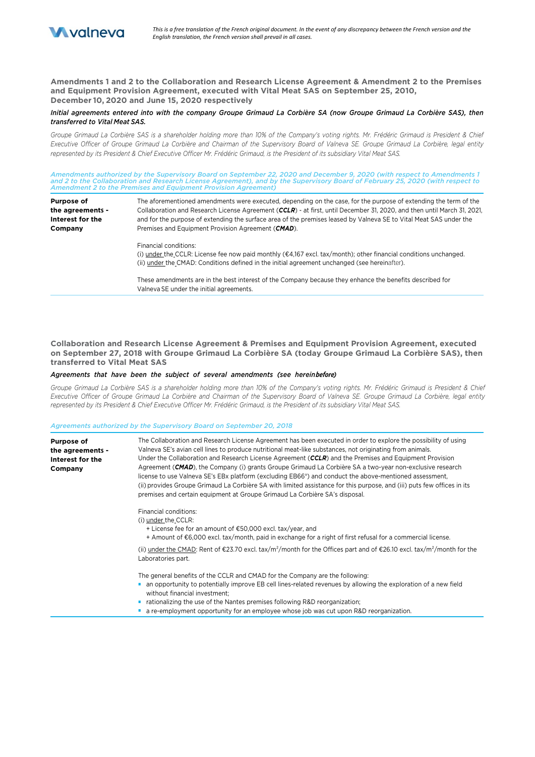*This is a free translation of the French original document. In the event of any discrepancy between the French version and the English translation, the French version shall prevail in all cases.*

### Amendments 1 and 2 to the Collaboration and Research License Agreement & Amendment 2 to the Premises and Equipment Provision Agreement, executed with Vital Meat SAS on September 25, 2010, December 10, 2020 and June 15, 2020 respectively

***Initial agreements entered into with the company Groupe Grimaud La Corbière SA (now Groupe Grimaud La Corbière SAS), then transferred to Vital Meat SAS.***

*Groupe Grimaud La Corbière SAS is a shareholder holding more than 10% of the Company's voting rights. Mr. Frédéric Grimaud is President & Chief Executive Officer of Groupe Grimaud La Corbière and Chairman of the Supervisory Board of Valneva SE. Groupe Grimaud La Corbière, legal entity represented by its President & Chief Executive Officer Mr. Frédéric Grimaud, is the President of its subsidiary Vital Meat SAS.*

*Amendments authorized by the Supervisory Board on September 22, 2020 and December 9, 2020 (with respect to Amendments 1 and 2 to the Collaboration and Research License Agreement), and by the Supervisory Board of February 25, 2020 (with respect to Amendment 2 to the Premises and Equipment Provision Agreement)*

| | |
|---|---|
| **Purpose of the agreements - Interest for the Company** | The aforementioned amendments were executed, depending on the case, for the purpose of extending the term of the Collaboration and Research License Agreement (***CCLR***) - at first, until December 31, 2020, and then until March 31, 2021, and for the purpose of extending the surface area of the premises leased by Valneva SE to Vital Meat SAS under the Premises and Equipment Provision Agreement (***CMAD***).<br><br>Financial conditions:<br>(i) under the CCLR: License fee now paid monthly (€4,167 excl. tax/month); other financial conditions unchanged.<br>(ii) under the CMAD: Conditions defined in the initial agreement unchanged (see hereinafter).<br><br>These amendments are in the best interest of the Company because they enhance the benefits described for Valneva SE under the initial agreements. |

### Collaboration and Research License Agreement & Premises and Equipment Provision Agreement, executed on September 27, 2018 with Groupe Grimaud La Corbière SA (today Groupe Grimaud La Corbière SAS), then transferred to Vital Meat SAS

***Agreements that have been the subject of several amendments (see hereinbefore)***

*Groupe Grimaud La Corbière SAS is a shareholder holding more than 10% of the Company's voting rights. Mr. Frédéric Grimaud is President & Chief Executive Officer of Groupe Grimaud La Corbière and Chairman of the Supervisory Board of Valneva SE. Groupe Grimaud La Corbière, legal entity represented by its President & Chief Executive Officer Mr. Frédéric Grimaud, is the President of its subsidiary Vital Meat SAS.*

*Agreements authorized by the Supervisory Board on September 20, 2018*

| | |
|---|---|
| **Purpose of the agreements - Interest for the Company** | The Collaboration and Research License Agreement has been executed in order to explore the possibility of using Valneva SE's avian cell lines to produce nutritional meat-like substances, not originating from animals.<br>Under the Collaboration and Research License Agreement (***CCLR***) and the Premises and Equipment Provision Agreement (***CMAD***), the Company (i) grants Groupe Grimaud La Corbière SA a two-year non-exclusive research license to use Valneva SE's EBx platform (excluding EB66®) and conduct the above-mentioned assessment, (ii) provides Groupe Grimaud La Corbière SA with limited assistance for this purpose, and (iii) puts few offices in its premises and certain equipment at Groupe Grimaud La Corbière SA's disposal.<br><br>Financial conditions:<br>(i) under the CCLR:<br>+ License fee for an amount of €50,000 excl. tax/year, and<br>+ Amount of €6,000 excl. tax/month, paid in exchange for a right of first refusal for a commercial license.<br>(ii) under the CMAD: Rent of €23.70 excl. tax/m²/month for the Offices part and of €26.10 excl. tax/m²/month for the Laboratories part.<br><br>The general benefits of the CCLR and CMAD for the Company are the following:<br>- an opportunity to potentially improve EB cell lines-related revenues by allowing the exploration of a new field without financial investment;<br>- rationalizing the use of the Nantes premises following R&D reorganization;<br>- a re-employment opportunity for an employee whose job was cut upon R&D reorganization. |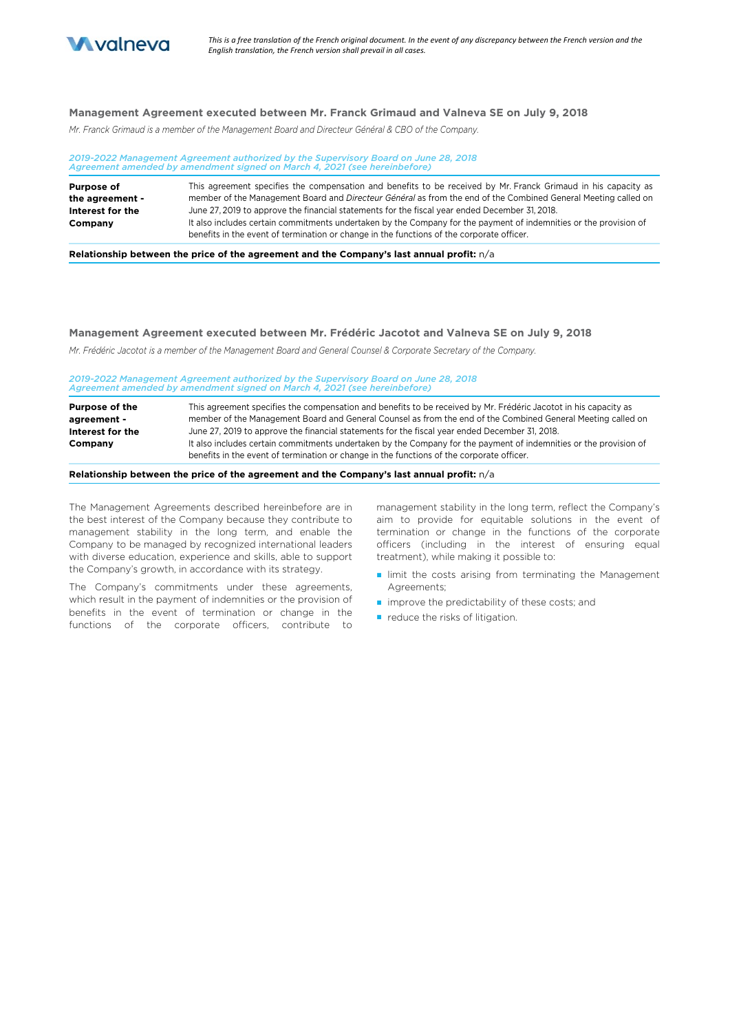### Management Agreement executed between Mr. Franck Grimaud and Valneva SE on July 9, 2018

*Mr. Franck Grimaud is a member of the Management Board and Directeur Général & CBO of the Company.*

*2019-2022 Management Agreement authorized by the Supervisory Board on June 28, 2018*
*Agreement amended by amendment signed on March 4, 2021 (see hereinbefore)*

| | |
|---|---|
| **Purpose of the agreement - Interest for the Company** | This agreement specifies the compensation and benefits to be received by Mr. Franck Grimaud in his capacity as member of the Management Board and *Directeur Général* as from the end of the Combined General Meeting called on June 27, 2019 to approve the financial statements for the fiscal year ended December 31, 2018. It also includes certain commitments undertaken by the Company for the payment of indemnities or the provision of benefits in the event of termination or change in the functions of the corporate officer. |

**Relationship between the price of the agreement and the Company's last annual profit:** n/a

### Management Agreement executed between Mr. Frédéric Jacotot and Valneva SE on July 9, 2018

*Mr. Frédéric Jacotot is a member of the Management Board and General Counsel & Corporate Secretary of the Company.*

*2019-2022 Management Agreement authorized by the Supervisory Board on June 28, 2018*
*Agreement amended by amendment signed on March 4, 2021 (see hereinbefore)*

| | |
|---|---|
| **Purpose of the agreement - Interest for the Company** | This agreement specifies the compensation and benefits to be received by Mr. Frédéric Jacotot in his capacity as member of the Management Board and General Counsel as from the end of the Combined General Meeting called on June 27, 2019 to approve the financial statements for the fiscal year ended December 31, 2018. It also includes certain commitments undertaken by the Company for the payment of indemnities or the provision of benefits in the event of termination or change in the functions of the corporate officer. |

**Relationship between the price of the agreement and the Company's last annual profit:** n/a

The Management Agreements described hereinbefore are in the best interest of the Company because they contribute to management stability in the long term, and enable the Company to be managed by recognized international leaders with diverse education, experience and skills, able to support the Company's growth, in accordance with its strategy.

The Company's commitments under these agreements, which result in the payment of indemnities or the provision of benefits in the event of termination or change in the functions of the corporate officers, contribute to management stability in the long term, reflect the Company's aim to provide for equitable solutions in the event of termination or change in the functions of the corporate officers (including in the interest of ensuring equal treatment), while making it possible to:

- limit the costs arising from terminating the Management Agreements;
- improve the predictability of these costs; and
- reduce the risks of litigation.